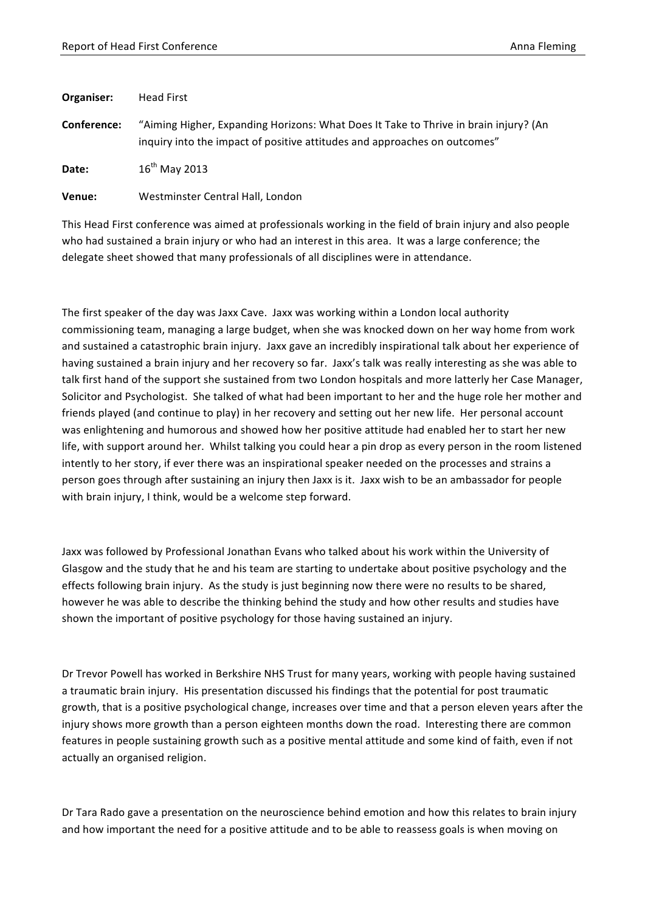**Organiser:** Head First

**Conference:** "Aiming Higher, Expanding Horizons: What Does It Take to Thrive in brain injury? (An inquiry into the impact of positive attitudes and approaches on outcomes"

**Date:** 16th May 2013

**Venue:** Westminster Central Hall, London

This Head First conference was aimed at professionals working in the field of brain injury and also people who had sustained a brain injury or who had an interest in this area. It was a large conference; the delegate sheet showed that many professionals of all disciplines were in attendance.

The first speaker of the day was Jaxx Cave. Jaxx was working within a London local authority commissioning team, managing a large budget, when she was knocked down on her way home from work and sustained a catastrophic brain injury. Jaxx gave an incredibly inspirational talk about her experience of having sustained a brain injury and her recovery so far. Jaxx's talk was really interesting as she was able to talk first hand of the support she sustained from two London hospitals and more latterly her Case Manager, Solicitor and Psychologist. She talked of what had been important to her and the huge role her mother and friends played (and continue to play) in her recovery and setting out her new life. Her personal account was enlightening and humorous and showed how her positive attitude had enabled her to start her new life, with support around her. Whilst talking you could hear a pin drop as every person in the room listened intently to her story, if ever there was an inspirational speaker needed on the processes and strains a person goes through after sustaining an injury then Jaxx is it. Jaxx wish to be an ambassador for people with brain injury, I think, would be a welcome step forward.

Jaxx was followed by Professional Jonathan Evans who talked about his work within the University of Glasgow and the study that he and his team are starting to undertake about positive psychology and the effects following brain injury. As the study is just beginning now there were no results to be shared, however he was able to describe the thinking behind the study and how other results and studies have shown the important of positive psychology for those having sustained an injury.

Dr Trevor Powell has worked in Berkshire NHS Trust for many years, working with people having sustained a traumatic brain injury. His presentation discussed his findings that the potential for post traumatic growth, that is a positive psychological change, increases over time and that a person eleven years after the injury shows more growth than a person eighteen months down the road. Interesting there are common features in people sustaining growth such as a positive mental attitude and some kind of faith, even if not actually an organised religion.

Dr Tara Rado gave a presentation on the neuroscience behind emotion and how this relates to brain injury and how important the need for a positive attitude and to be able to reassess goals is when moving on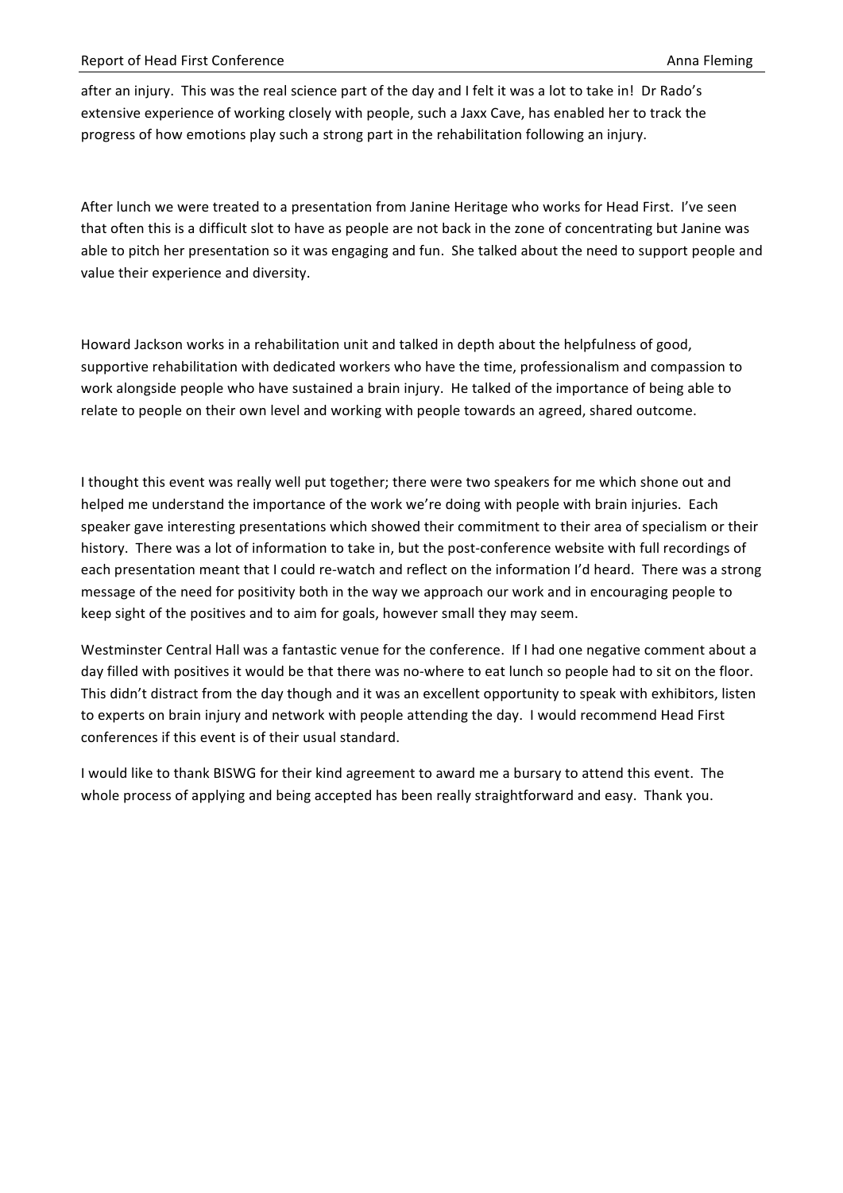after an injury. This was the real science part of the day and I felt it was a lot to take in! Dr Rado's extensive experience of working closely with people, such a Jaxx Cave, has enabled her to track the progress of how emotions play such a strong part in the rehabilitation following an injury.

After lunch we were treated to a presentation from Janine Heritage who works for Head First. I've seen that often this is a difficult slot to have as people are not back in the zone of concentrating but Janine was able to pitch her presentation so it was engaging and fun. She talked about the need to support people and value their experience and diversity.

Howard Jackson works in a rehabilitation unit and talked in depth about the helpfulness of good, supportive rehabilitation with dedicated workers who have the time, professionalism and compassion to work alongside people who have sustained a brain injury. He talked of the importance of being able to relate to people on their own level and working with people towards an agreed, shared outcome.

I thought this event was really well put together; there were two speakers for me which shone out and helped me understand the importance of the work we're doing with people with brain injuries. Each speaker gave interesting presentations which showed their commitment to their area of specialism or their history. There was a lot of information to take in, but the post-conference website with full recordings of each presentation meant that I could re-watch and reflect on the information I'd heard. There was a strong message of the need for positivity both in the way we approach our work and in encouraging people to keep sight of the positives and to aim for goals, however small they may seem.

Westminster Central Hall was a fantastic venue for the conference. If I had one negative comment about a day filled with positives it would be that there was no-where to eat lunch so people had to sit on the floor. This didn't distract from the day though and it was an excellent opportunity to speak with exhibitors, listen to experts on brain injury and network with people attending the day. I would recommend Head First conferences if this event is of their usual standard.

I would like to thank BISWG for their kind agreement to award me a bursary to attend this event. The whole process of applying and being accepted has been really straightforward and easy. Thank you.